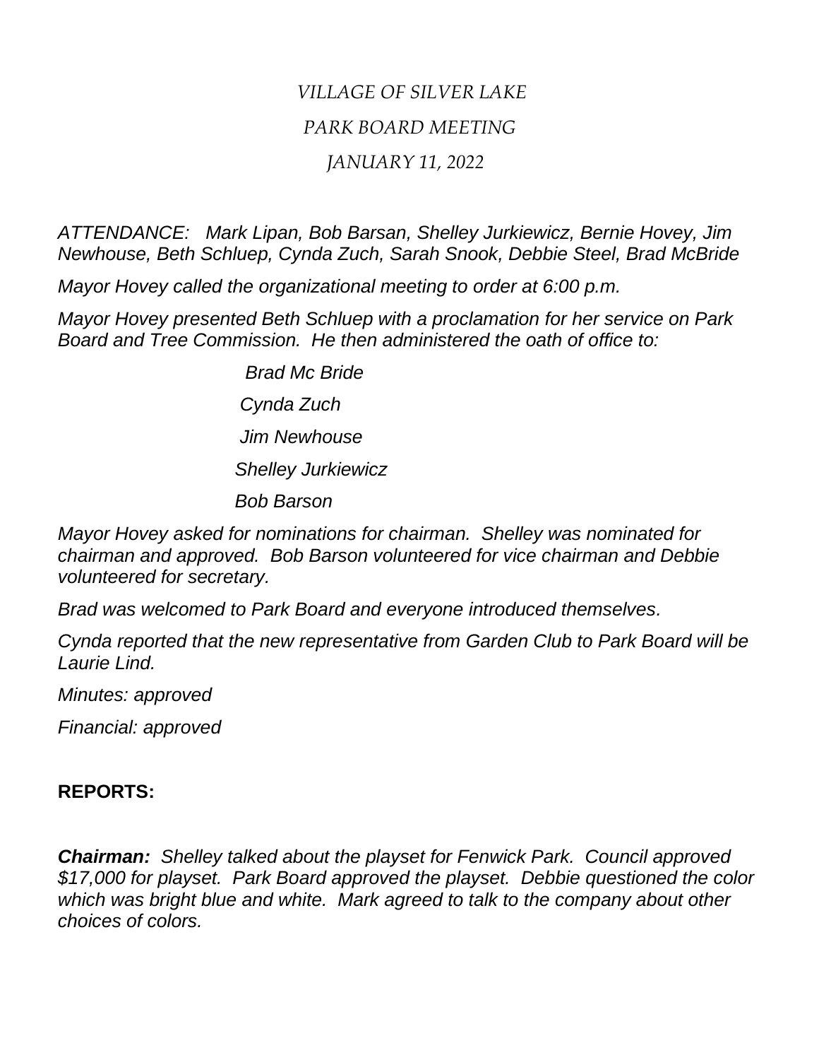*VILLAGE OF SILVER LAKE*

*PARK BOARD MEETING*

*JANUARY 11, 2022*

*ATTENDANCE: Mark Lipan, Bob Barsan, Shelley Jurkiewicz, Bernie Hovey, Jim Newhouse, Beth Schluep, Cynda Zuch, Sarah Snook, Debbie Steel, Brad McBride*

*Mayor Hovey called the organizational meeting to order at 6:00 p.m.*

*Mayor Hovey presented Beth Schluep with a proclamation for her service on Park Board and Tree Commission. He then administered the oath of office to:*

*Brad Mc Bride*

*Cynda Zuch*

*Jim Newhouse*

*Shelley Jurkiewicz*

*Bob Barson*

*Mayor Hovey asked for nominations for chairman. Shelley was nominated for chairman and approved. Bob Barson volunteered for vice chairman and Debbie volunteered for secretary.*

*Brad was welcomed to Park Board and everyone introduced themselves.*

*Cynda reported that the new representative from Garden Club to Park Board will be Laurie Lind.*

*Minutes: approved*

*Financial: approved*

**REPORTS:**

***Chairman:*** *Shelley talked about the playset for Fenwick Park. Council approved $17,000 for playset. Park Board approved the playset. Debbie questioned the color which was bright blue and white. Mark agreed to talk to the company about other choices of colors.*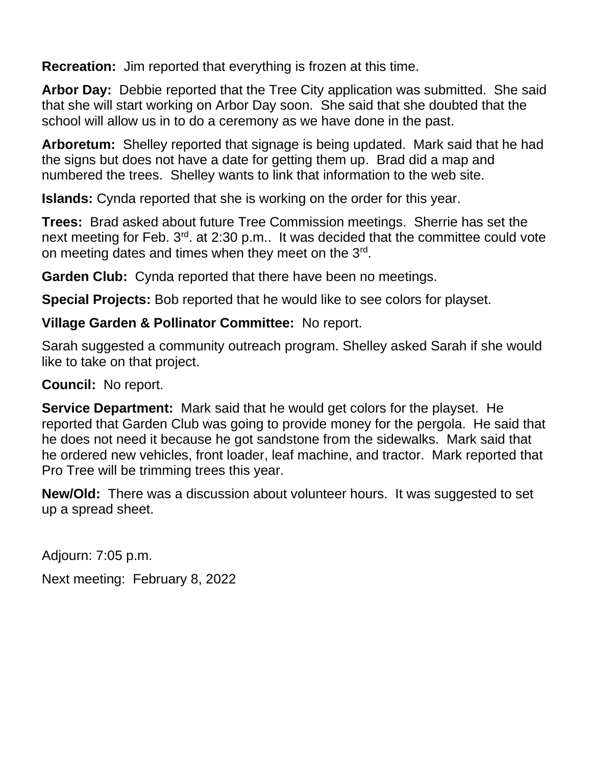**Recreation:** Jim reported that everything is frozen at this time.

**Arbor Day:** Debbie reported that the Tree City application was submitted. She said that she will start working on Arbor Day soon. She said that she doubted that the school will allow us in to do a ceremony as we have done in the past.

**Arboretum:** Shelley reported that signage is being updated. Mark said that he had the signs but does not have a date for getting them up. Brad did a map and numbered the trees. Shelley wants to link that information to the web site.

**Islands:** Cynda reported that she is working on the order for this year.

**Trees:** Brad asked about future Tree Commission meetings. Sherrie has set the next meeting for Feb. 3rd. at 2:30 p.m.. It was decided that the committee could vote on meeting dates and times when they meet on the 3rd.

**Garden Club:** Cynda reported that there have been no meetings.

**Special Projects:** Bob reported that he would like to see colors for playset.

**Village Garden & Pollinator Committee:** No report.

Sarah suggested a community outreach program. Shelley asked Sarah if she would like to take on that project.

**Council:** No report.

**Service Department:** Mark said that he would get colors for the playset. He reported that Garden Club was going to provide money for the pergola. He said that he does not need it because he got sandstone from the sidewalks. Mark said that he ordered new vehicles, front loader, leaf machine, and tractor. Mark reported that Pro Tree will be trimming trees this year.

**New/Old:** There was a discussion about volunteer hours. It was suggested to set up a spread sheet.

Adjourn: 7:05 p.m.

Next meeting: February 8, 2022